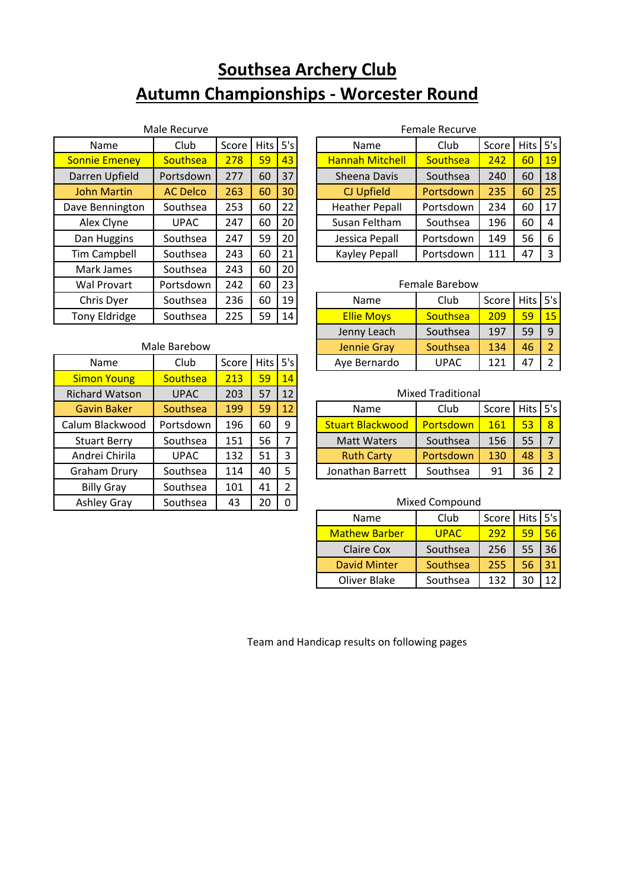# Southsea Archery Club
# Autumn Championships - Worcester Round

### Male Recurve

| Name | Club | Score | Hits | 5's |
|---|---|---|---|---|
| Sonnie Emeney | Southsea | 278 | 59 | 43 |
| Darren Upfield | Portsdown | 277 | 60 | 37 |
| John Martin | AC Delco | 263 | 60 | 30 |
| Dave Bennington | Southsea | 253 | 60 | 22 |
| Alex Clyne | UPAC | 247 | 60 | 20 |
| Dan Huggins | Southsea | 247 | 59 | 20 |
| Tim Campbell | Southsea | 243 | 60 | 21 |
| Mark James | Southsea | 243 | 60 | 20 |
| Wal Provart | Portsdown | 242 | 60 | 23 |
| Chris Dyer | Southsea | 236 | 60 | 19 |
| Tony Eldridge | Southsea | 225 | 59 | 14 |

### Male Barebow

| Name | Club | Score | Hits | 5's |
|---|---|---|---|---|
| Simon Young | Southsea | 213 | 59 | 14 |
| Richard Watson | UPAC | 203 | 57 | 12 |
| Gavin Baker | Southsea | 199 | 59 | 12 |
| Calum Blackwood | Portsdown | 196 | 60 | 9 |
| Stuart Berry | Southsea | 151 | 56 | 7 |
| Andrei Chirila | UPAC | 132 | 51 | 3 |
| Graham Drury | Southsea | 114 | 40 | 5 |
| Billy Gray | Southsea | 101 | 41 | 2 |
| Ashley Gray | Southsea | 43 | 20 | 0 |

### Female Recurve

| Name | Club | Score | Hits | 5's |
|---|---|---|---|---|
| Hannah Mitchell | Southsea | 242 | 60 | 19 |
| Sheena Davis | Southsea | 240 | 60 | 18 |
| CJ Upfield | Portsdown | 235 | 60 | 25 |
| Heather Pepall | Portsdown | 234 | 60 | 17 |
| Susan Feltham | Southsea | 196 | 60 | 4 |
| Jessica Pepall | Portsdown | 149 | 56 | 6 |
| Kayley Pepall | Portsdown | 111 | 47 | 3 |

### Female Barebow

| Name | Club | Score | Hits | 5's |
|---|---|---|---|---|
| Ellie Moys | Southsea | 209 | 59 | 15 |
| Jenny Leach | Southsea | 197 | 59 | 9 |
| Jennie Gray | Southsea | 134 | 46 | 2 |
| Aye Bernardo | UPAC | 121 | 47 | 2 |

### Mixed Traditional

| Name | Club | Score | Hits | 5's |
|---|---|---|---|---|
| Stuart Blackwood | Portsdown | 161 | 53 | 8 |
| Matt Waters | Southsea | 156 | 55 | 7 |
| Ruth Carty | Portsdown | 130 | 48 | 3 |
| Jonathan Barrett | Southsea | 91 | 36 | 2 |

### Mixed Compound

| Name | Club | Score | Hits | 5's |
|---|---|---|---|---|
| Mathew Barber | UPAC | 292 | 59 | 56 |
| Claire Cox | Southsea | 256 | 55 | 36 |
| David Minter | Southsea | 255 | 56 | 31 |
| Oliver Blake | Southsea | 132 | 30 | 12 |

Team and Handicap results on following pages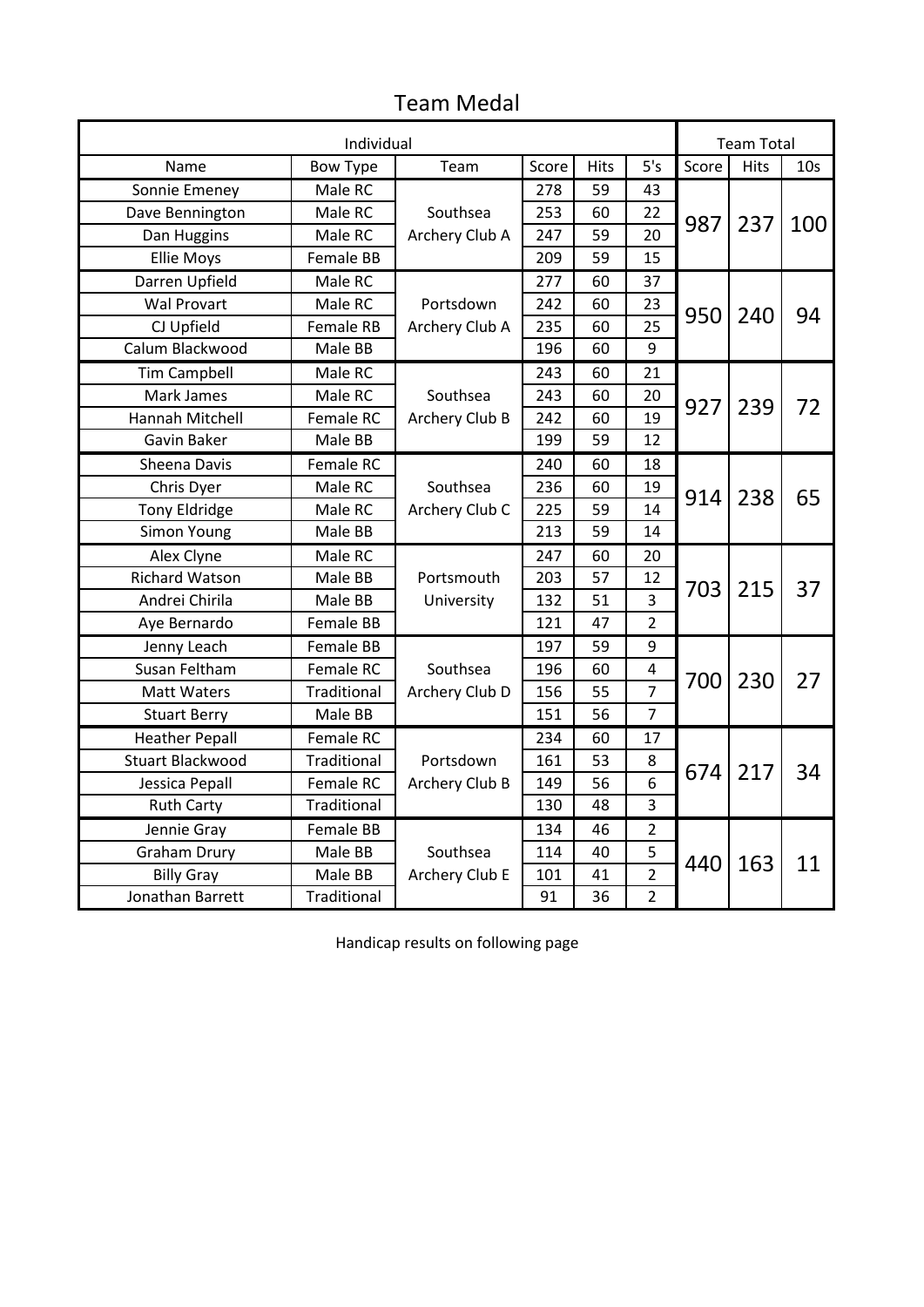# Team Medal

| Individual | | | | | | Team Total | | |
|---|---|---|---|---|---|---|---|---|
| Name | Bow Type | Team | Score | Hits | 5's | Score | Hits | 10s |
| Sonnie Emeney | Male RC | Southsea Archery Club A | 278 | 59 | 43 | 987 | 237 | 100 |
| Dave Bennington | Male RC | | 253 | 60 | 22 | | | |
| Dan Huggins | Male RC | | 247 | 59 | 20 | | | |
| Ellie Moys | Female BB | | 209 | 59 | 15 | | | |
| Darren Upfield | Male RC | Portsdown Archery Club A | 277 | 60 | 37 | 950 | 240 | 94 |
| Wal Provart | Male RC | | 242 | 60 | 23 | | | |
| CJ Upfield | Female RB | | 235 | 60 | 25 | | | |
| Calum Blackwood | Male BB | | 196 | 60 | 9 | | | |
| Tim Campbell | Male RC | Southsea Archery Club B | 243 | 60 | 21 | 927 | 239 | 72 |
| Mark James | Male RC | | 243 | 60 | 20 | | | |
| Hannah Mitchell | Female RC | | 242 | 60 | 19 | | | |
| Gavin Baker | Male BB | | 199 | 59 | 12 | | | |
| Sheena Davis | Female RC | Southsea Archery Club C | 240 | 60 | 18 | 914 | 238 | 65 |
| Chris Dyer | Male RC | | 236 | 60 | 19 | | | |
| Tony Eldridge | Male RC | | 225 | 59 | 14 | | | |
| Simon Young | Male BB | | 213 | 59 | 14 | | | |
| Alex Clyne | Male RC | Portsmouth University | 247 | 60 | 20 | 703 | 215 | 37 |
| Richard Watson | Male BB | | 203 | 57 | 12 | | | |
| Andrei Chirila | Male BB | | 132 | 51 | 3 | | | |
| Aye Bernardo | Female BB | | 121 | 47 | 2 | | | |
| Jenny Leach | Female BB | Southsea Archery Club D | 197 | 59 | 9 | 700 | 230 | 27 |
| Susan Feltham | Female RC | | 196 | 60 | 4 | | | |
| Matt Waters | Traditional | | 156 | 55 | 7 | | | |
| Stuart Berry | Male BB | | 151 | 56 | 7 | | | |
| Heather Pepall | Female RC | Portsdown Archery Club B | 234 | 60 | 17 | 674 | 217 | 34 |
| Stuart Blackwood | Traditional | | 161 | 53 | 8 | | | |
| Jessica Pepall | Female RC | | 149 | 56 | 6 | | | |
| Ruth Carty | Traditional | | 130 | 48 | 3 | | | |
| Jennie Gray | Female BB | Southsea Archery Club E | 134 | 46 | 2 | 440 | 163 | 11 |
| Graham Drury | Male BB | | 114 | 40 | 5 | | | |
| Billy Gray | Male BB | | 101 | 41 | 2 | | | |
| Jonathan Barrett | Traditional | | 91 | 36 | 2 | | | |

Handicap results on following page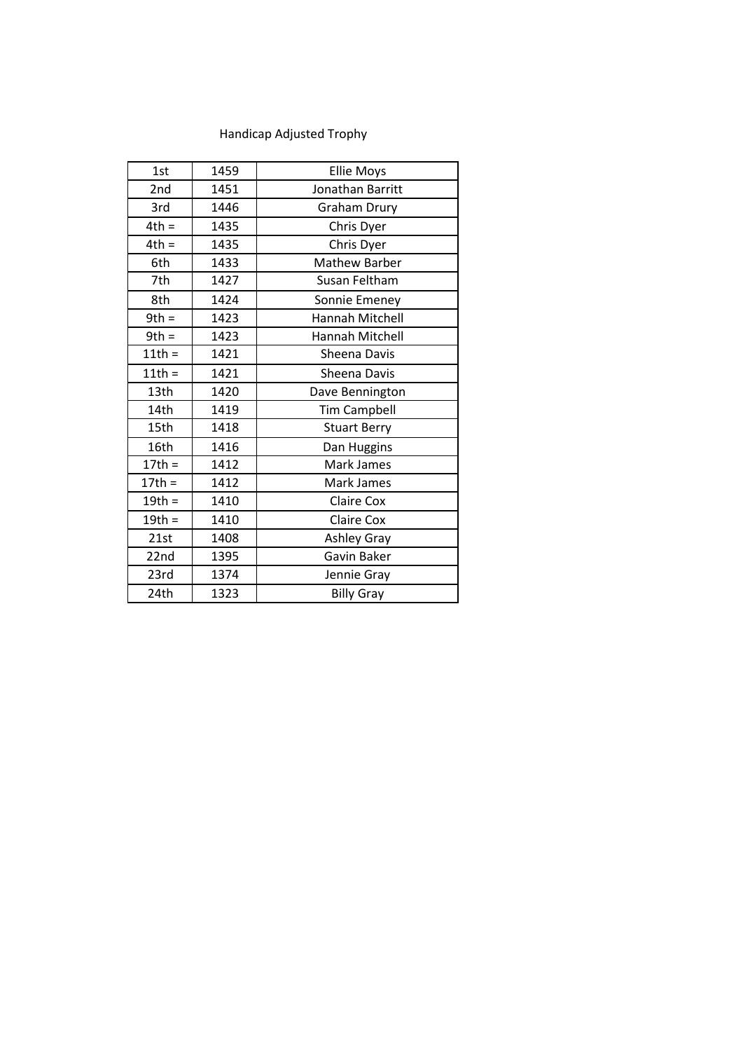Handicap Adjusted Trophy

| | | |
|---|---|---|
| 1st | 1459 | Ellie Moys |
| 2nd | 1451 | Jonathan Barritt |
| 3rd | 1446 | Graham Drury |
| 4th = | 1435 | Chris Dyer |
| 4th = | 1435 | Chris Dyer |
| 6th | 1433 | Mathew Barber |
| 7th | 1427 | Susan Feltham |
| 8th | 1424 | Sonnie Emeney |
| 9th = | 1423 | Hannah Mitchell |
| 9th = | 1423 | Hannah Mitchell |
| 11th = | 1421 | Sheena Davis |
| 11th = | 1421 | Sheena Davis |
| 13th | 1420 | Dave Bennington |
| 14th | 1419 | Tim Campbell |
| 15th | 1418 | Stuart Berry |
| 16th | 1416 | Dan Huggins |
| 17th = | 1412 | Mark James |
| 17th = | 1412 | Mark James |
| 19th = | 1410 | Claire Cox |
| 19th = | 1410 | Claire Cox |
| 21st | 1408 | Ashley Gray |
| 22nd | 1395 | Gavin Baker |
| 23rd | 1374 | Jennie Gray |
| 24th | 1323 | Billy Gray |